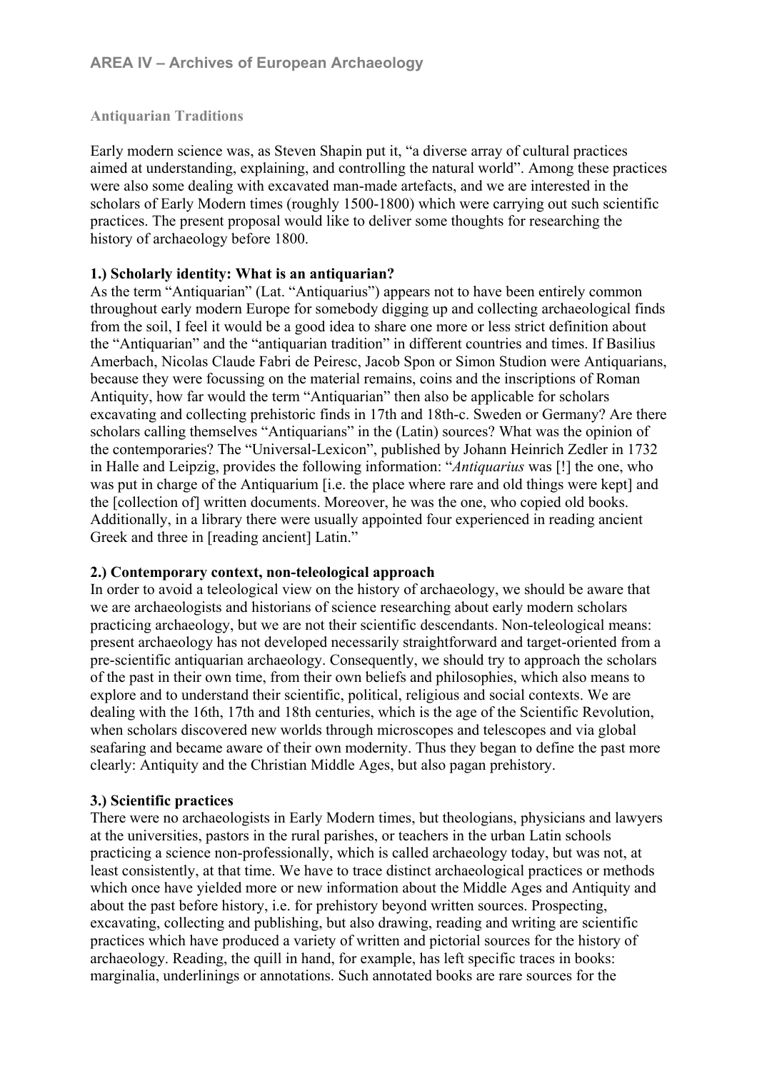## AREA IV – Archives of European Archaeology

### Antiquarian Traditions

Early modern science was, as Steven Shapin put it, "a diverse array of cultural practices aimed at understanding, explaining, and controlling the natural world". Among these practices were also some dealing with excavated man-made artefacts, and we are interested in the scholars of Early Modern times (roughly 1500-1800) which were carrying out such scientific practices. The present proposal would like to deliver some thoughts for researching the history of archaeology before 1800.

**1.) Scholarly identity: What is an antiquarian?**

As the term "Antiquarian" (Lat. "Antiquarius") appears not to have been entirely common throughout early modern Europe for somebody digging up and collecting archaeological finds from the soil, I feel it would be a good idea to share one more or less strict definition about the "Antiquarian" and the "antiquarian tradition" in different countries and times. If Basilius Amerbach, Nicolas Claude Fabri de Peiresc, Jacob Spon or Simon Studion were Antiquarians, because they were focussing on the material remains, coins and the inscriptions of Roman Antiquity, how far would the term "Antiquarian" then also be applicable for scholars excavating and collecting prehistoric finds in 17th and 18th-c. Sweden or Germany? Are there scholars calling themselves "Antiquarians" in the (Latin) sources? What was the opinion of the contemporaries? The "Universal-Lexicon", published by Johann Heinrich Zedler in 1732 in Halle and Leipzig, provides the following information: "*Antiquarius* was [!] the one, who was put in charge of the Antiquarium [i.e. the place where rare and old things were kept] and the [collection of] written documents. Moreover, he was the one, who copied old books. Additionally, in a library there were usually appointed four experienced in reading ancient Greek and three in [reading ancient] Latin."

**2.) Contemporary context, non-teleological approach**

In order to avoid a teleological view on the history of archaeology, we should be aware that we are archaeologists and historians of science researching about early modern scholars practicing archaeology, but we are not their scientific descendants. Non-teleological means: present archaeology has not developed necessarily straightforward and target-oriented from a pre-scientific antiquarian archaeology. Consequently, we should try to approach the scholars of the past in their own time, from their own beliefs and philosophies, which also means to explore and to understand their scientific, political, religious and social contexts. We are dealing with the 16th, 17th and 18th centuries, which is the age of the Scientific Revolution, when scholars discovered new worlds through microscopes and telescopes and via global seafaring and became aware of their own modernity. Thus they began to define the past more clearly: Antiquity and the Christian Middle Ages, but also pagan prehistory.

**3.) Scientific practices**

There were no archaeologists in Early Modern times, but theologians, physicians and lawyers at the universities, pastors in the rural parishes, or teachers in the urban Latin schools practicing a science non-professionally, which is called archaeology today, but was not, at least consistently, at that time. We have to trace distinct archaeological practices or methods which once have yielded more or new information about the Middle Ages and Antiquity and about the past before history, i.e. for prehistory beyond written sources. Prospecting, excavating, collecting and publishing, but also drawing, reading and writing are scientific practices which have produced a variety of written and pictorial sources for the history of archaeology. Reading, the quill in hand, for example, has left specific traces in books: marginalia, underlinings or annotations. Such annotated books are rare sources for the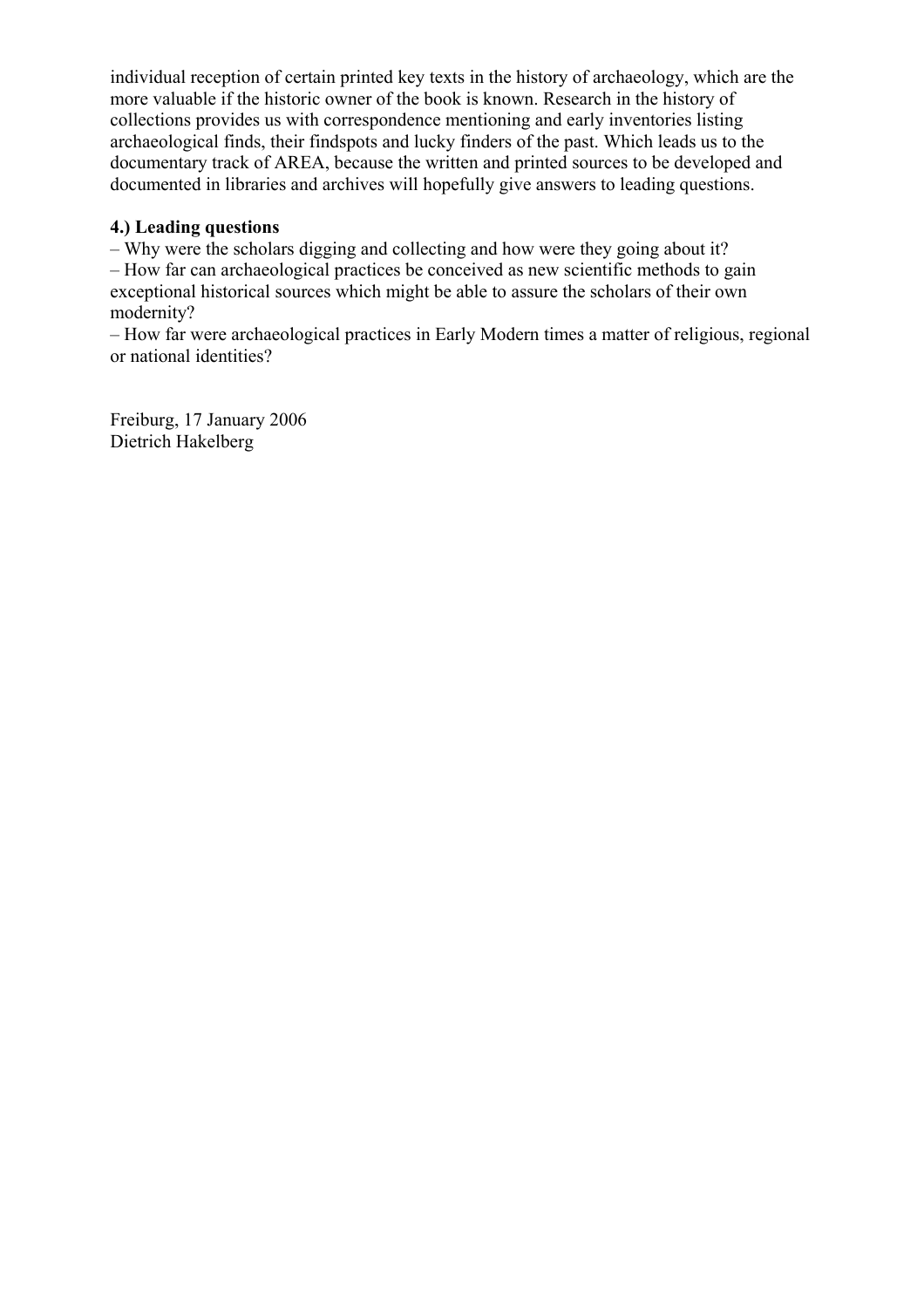individual reception of certain printed key texts in the history of archaeology, which are the more valuable if the historic owner of the book is known. Research in the history of collections provides us with correspondence mentioning and early inventories listing archaeological finds, their findspots and lucky finders of the past. Which leads us to the documentary track of AREA, because the written and printed sources to be developed and documented in libraries and archives will hopefully give answers to leading questions.

**4.) Leading questions**

– Why were the scholars digging and collecting and how were they going about it?
– How far can archaeological practices be conceived as new scientific methods to gain exceptional historical sources which might be able to assure the scholars of their own modernity?
– How far were archaeological practices in Early Modern times a matter of religious, regional or national identities?

Freiburg, 17 January 2006
Dietrich Hakelberg